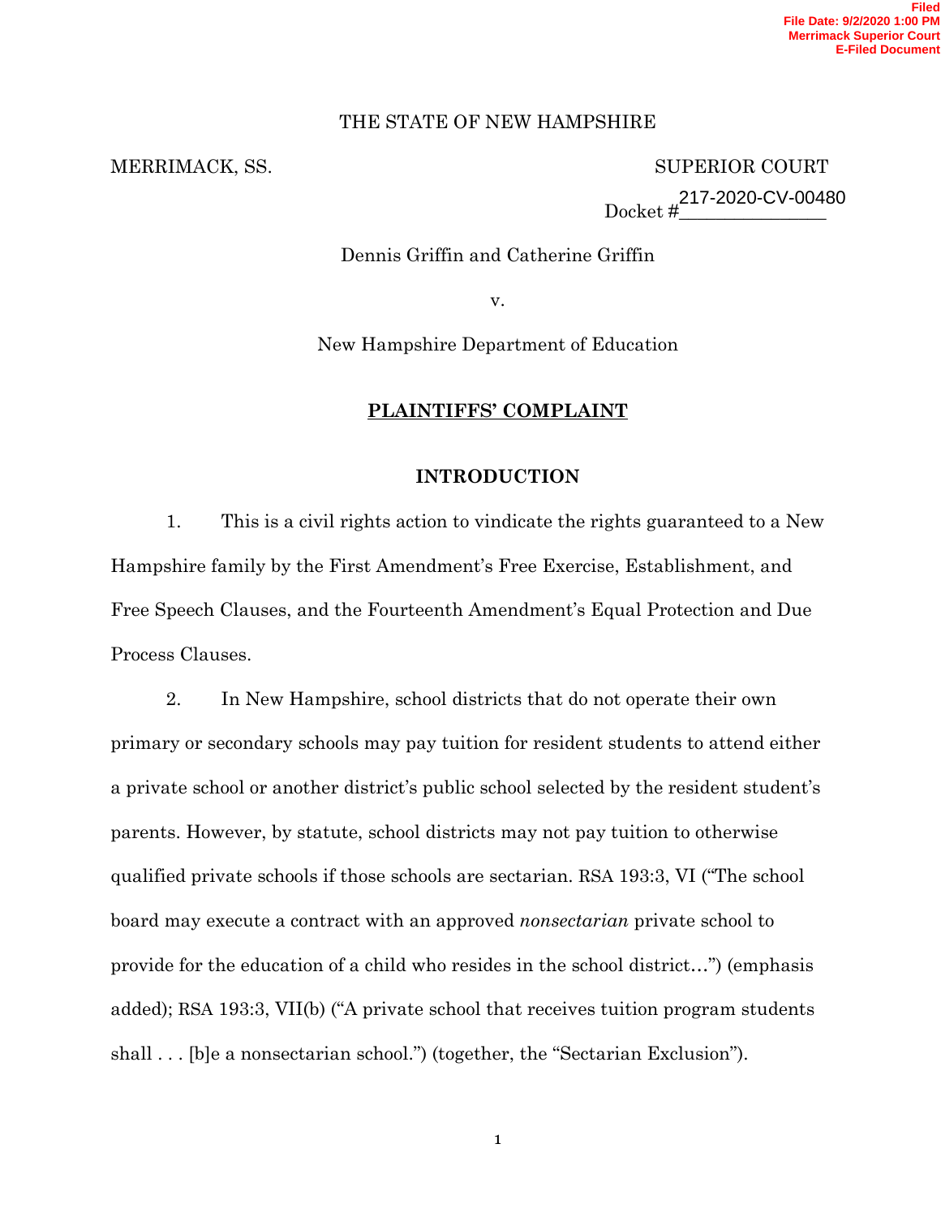Filed
File Date: 9/2/2020 1:00 PM
Merrimack Superior Court
E-Filed Document

THE STATE OF NEW HAMPSHIRE

MERRIMACK, SS. SUPERIOR COURT

Docket # 217-2020-CV-00480

Dennis Griffin and Catherine Griffin

v.

New Hampshire Department of Education

## PLAINTIFFS' COMPLAINT

## INTRODUCTION

1. This is a civil rights action to vindicate the rights guaranteed to a New Hampshire family by the First Amendment's Free Exercise, Establishment, and Free Speech Clauses, and the Fourteenth Amendment's Equal Protection and Due Process Clauses.

2. In New Hampshire, school districts that do not operate their own primary or secondary schools may pay tuition for resident students to attend either a private school or another district's public school selected by the resident student's parents. However, by statute, school districts may not pay tuition to otherwise qualified private schools if those schools are sectarian. RSA 193:3, VI ("The school board may execute a contract with an approved *nonsectarian* private school to provide for the education of a child who resides in the school district…") (emphasis added); RSA 193:3, VII(b) ("A private school that receives tuition program students shall . . . [b]e a nonsectarian school.") (together, the "Sectarian Exclusion").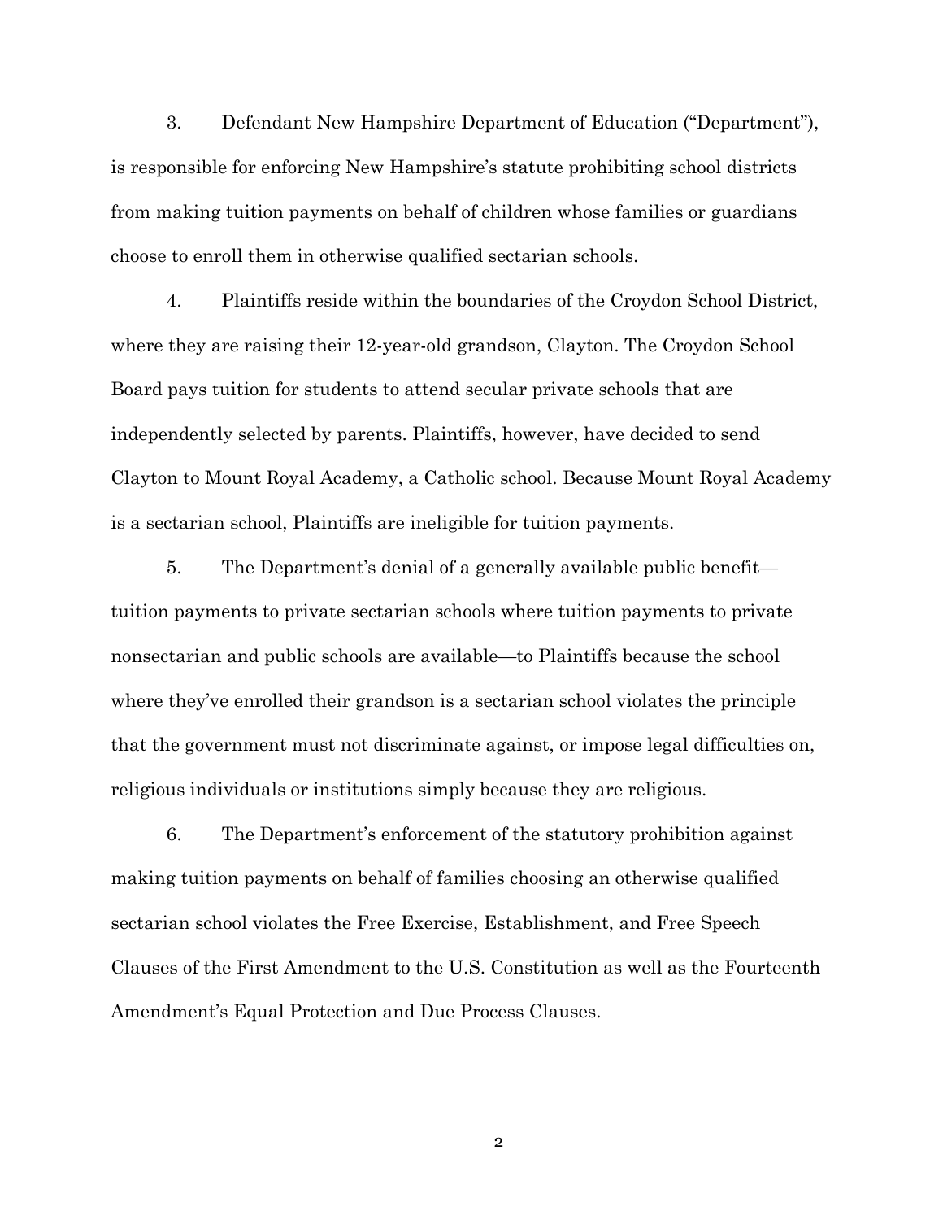3. Defendant New Hampshire Department of Education ("Department"), is responsible for enforcing New Hampshire's statute prohibiting school districts from making tuition payments on behalf of children whose families or guardians choose to enroll them in otherwise qualified sectarian schools.

4. Plaintiffs reside within the boundaries of the Croydon School District, where they are raising their 12-year-old grandson, Clayton. The Croydon School Board pays tuition for students to attend secular private schools that are independently selected by parents. Plaintiffs, however, have decided to send Clayton to Mount Royal Academy, a Catholic school. Because Mount Royal Academy is a sectarian school, Plaintiffs are ineligible for tuition payments.

5. The Department's denial of a generally available public benefit—tuition payments to private sectarian schools where tuition payments to private nonsectarian and public schools are available—to Plaintiffs because the school where they've enrolled their grandson is a sectarian school violates the principle that the government must not discriminate against, or impose legal difficulties on, religious individuals or institutions simply because they are religious.

6. The Department's enforcement of the statutory prohibition against making tuition payments on behalf of families choosing an otherwise qualified sectarian school violates the Free Exercise, Establishment, and Free Speech Clauses of the First Amendment to the U.S. Constitution as well as the Fourteenth Amendment's Equal Protection and Due Process Clauses.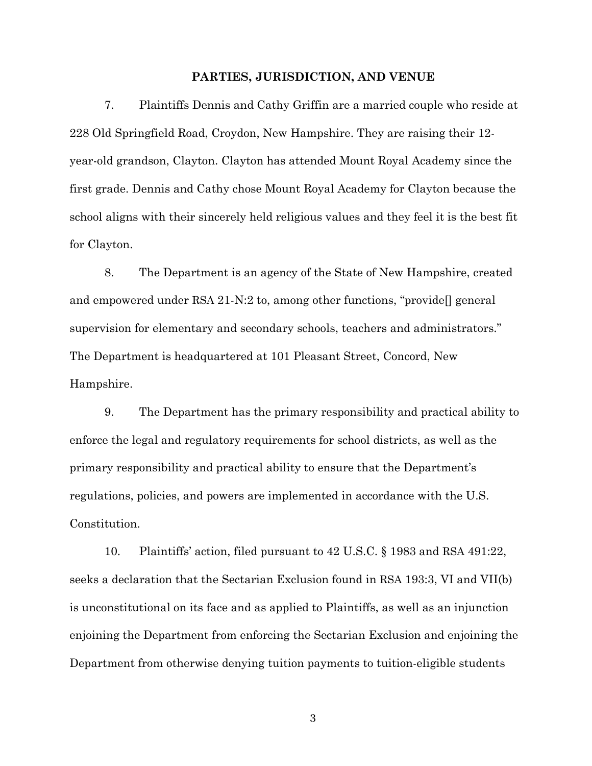## PARTIES, JURISDICTION, AND VENUE

7. Plaintiffs Dennis and Cathy Griffin are a married couple who reside at 228 Old Springfield Road, Croydon, New Hampshire. They are raising their 12-year-old grandson, Clayton. Clayton has attended Mount Royal Academy since the first grade. Dennis and Cathy chose Mount Royal Academy for Clayton because the school aligns with their sincerely held religious values and they feel it is the best fit for Clayton.

8. The Department is an agency of the State of New Hampshire, created and empowered under RSA 21-N:2 to, among other functions, "provide[] general supervision for elementary and secondary schools, teachers and administrators." The Department is headquartered at 101 Pleasant Street, Concord, New Hampshire.

9. The Department has the primary responsibility and practical ability to enforce the legal and regulatory requirements for school districts, as well as the primary responsibility and practical ability to ensure that the Department's regulations, policies, and powers are implemented in accordance with the U.S. Constitution.

10. Plaintiffs' action, filed pursuant to 42 U.S.C. § 1983 and RSA 491:22, seeks a declaration that the Sectarian Exclusion found in RSA 193:3, VI and VII(b) is unconstitutional on its face and as applied to Plaintiffs, as well as an injunction enjoining the Department from enforcing the Sectarian Exclusion and enjoining the Department from otherwise denying tuition payments to tuition-eligible students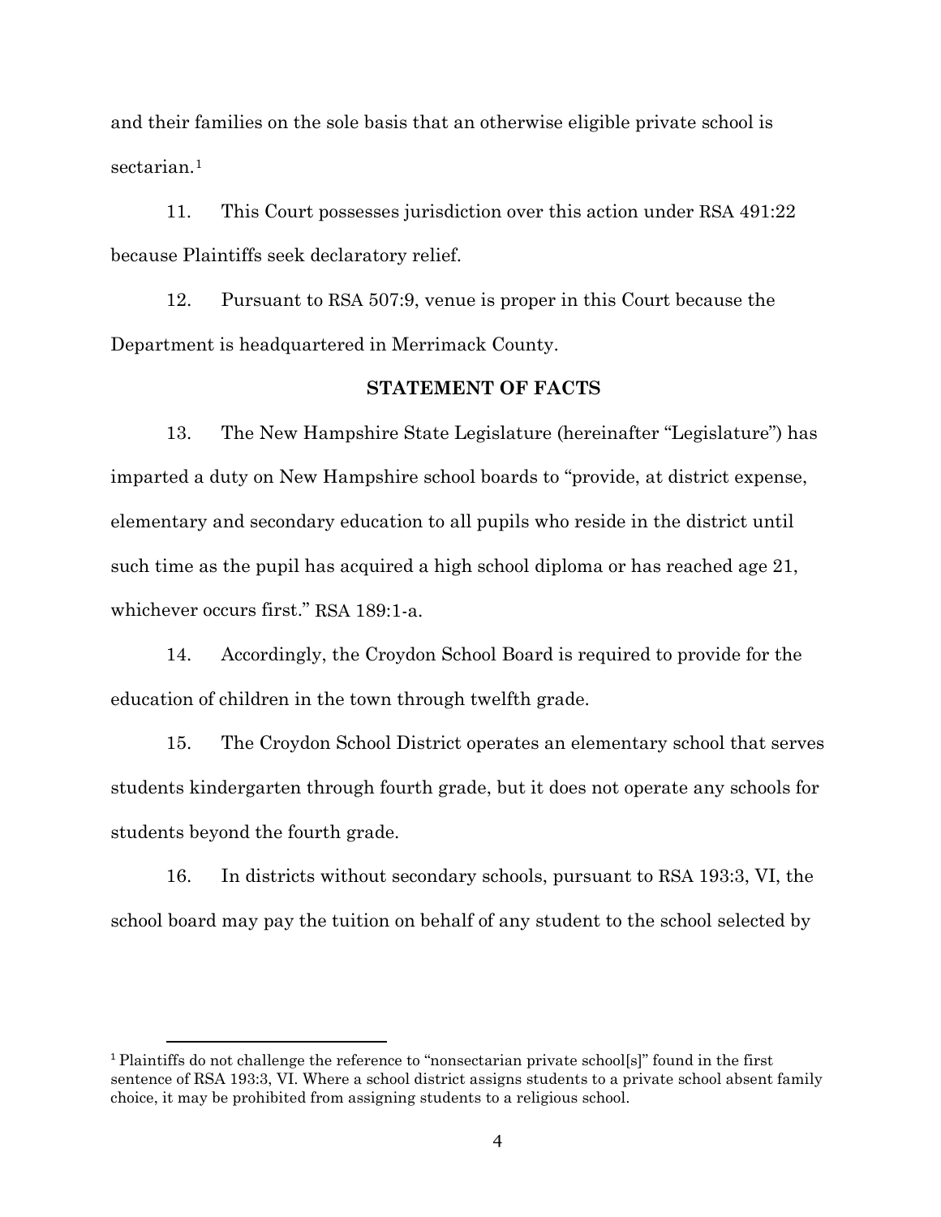and their families on the sole basis that an otherwise eligible private school is sectarian.[1]

11. This Court possesses jurisdiction over this action under RSA 491:22 because Plaintiffs seek declaratory relief.

12. Pursuant to RSA 507:9, venue is proper in this Court because the Department is headquartered in Merrimack County.

## STATEMENT OF FACTS

13. The New Hampshire State Legislature (hereinafter "Legislature") has imparted a duty on New Hampshire school boards to "provide, at district expense, elementary and secondary education to all pupils who reside in the district until such time as the pupil has acquired a high school diploma or has reached age 21, whichever occurs first." RSA 189:1-a.

14. Accordingly, the Croydon School Board is required to provide for the education of children in the town through twelfth grade.

15. The Croydon School District operates an elementary school that serves students kindergarten through fourth grade, but it does not operate any schools for students beyond the fourth grade.

16. In districts without secondary schools, pursuant to RSA 193:3, VI, the school board may pay the tuition on behalf of any student to the school selected by

---

[1] Plaintiffs do not challenge the reference to "nonsectarian private school[s]" found in the first sentence of RSA 193:3, VI. Where a school district assigns students to a private school absent family choice, it may be prohibited from assigning students to a religious school.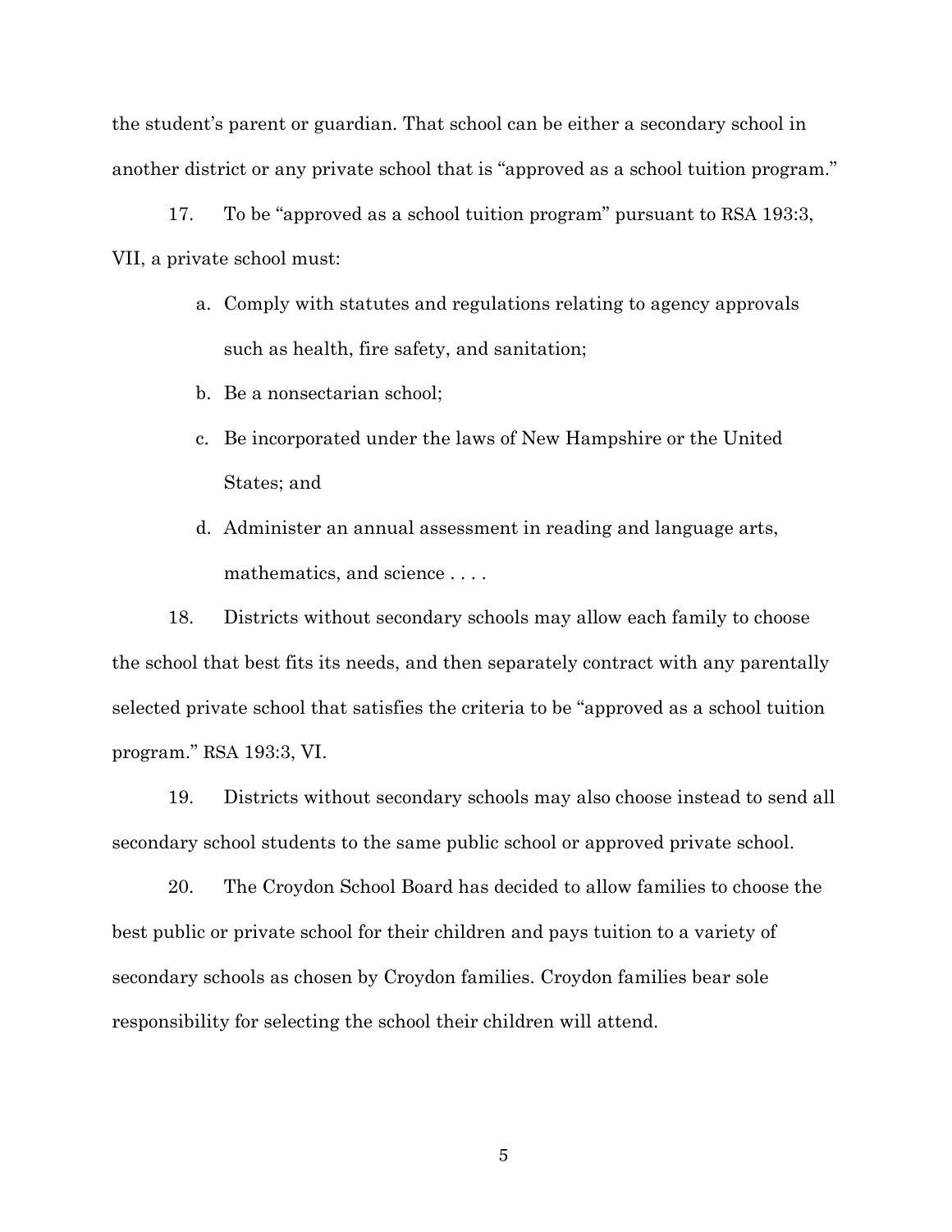the student's parent or guardian. That school can be either a secondary school in another district or any private school that is "approved as a school tuition program."

17. To be "approved as a school tuition program" pursuant to RSA 193:3, VII, a private school must:

   a. Comply with statutes and regulations relating to agency approvals such as health, fire safety, and sanitation;

   b. Be a nonsectarian school;

   c. Be incorporated under the laws of New Hampshire or the United States; and

   d. Administer an annual assessment in reading and language arts, mathematics, and science . . . .

18. Districts without secondary schools may allow each family to choose the school that best fits its needs, and then separately contract with any parentally selected private school that satisfies the criteria to be "approved as a school tuition program." RSA 193:3, VI.

19. Districts without secondary schools may also choose instead to send all secondary school students to the same public school or approved private school.

20. The Croydon School Board has decided to allow families to choose the best public or private school for their children and pays tuition to a variety of secondary schools as chosen by Croydon families. Croydon families bear sole responsibility for selecting the school their children will attend.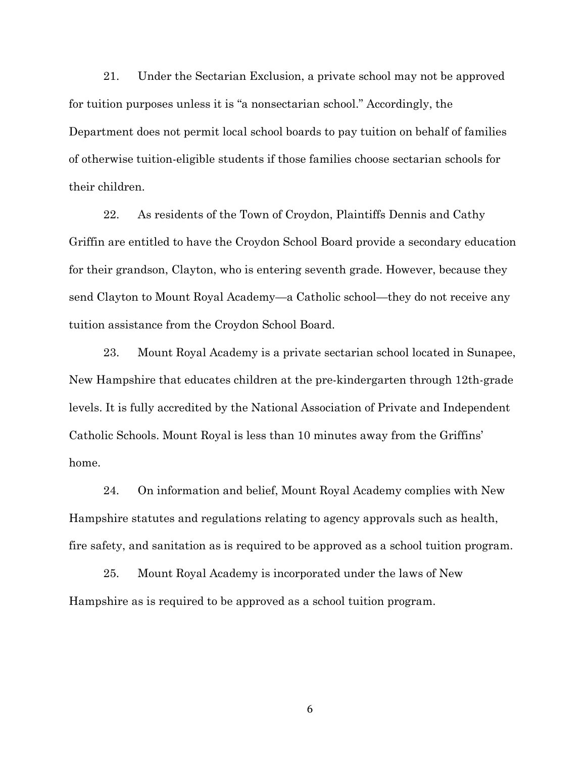21. Under the Sectarian Exclusion, a private school may not be approved for tuition purposes unless it is "a nonsectarian school." Accordingly, the Department does not permit local school boards to pay tuition on behalf of families of otherwise tuition-eligible students if those families choose sectarian schools for their children.

22. As residents of the Town of Croydon, Plaintiffs Dennis and Cathy Griffin are entitled to have the Croydon School Board provide a secondary education for their grandson, Clayton, who is entering seventh grade. However, because they send Clayton to Mount Royal Academy—a Catholic school—they do not receive any tuition assistance from the Croydon School Board.

23. Mount Royal Academy is a private sectarian school located in Sunapee, New Hampshire that educates children at the pre-kindergarten through 12th-grade levels. It is fully accredited by the National Association of Private and Independent Catholic Schools. Mount Royal is less than 10 minutes away from the Griffins' home.

24. On information and belief, Mount Royal Academy complies with New Hampshire statutes and regulations relating to agency approvals such as health, fire safety, and sanitation as is required to be approved as a school tuition program.

25. Mount Royal Academy is incorporated under the laws of New Hampshire as is required to be approved as a school tuition program.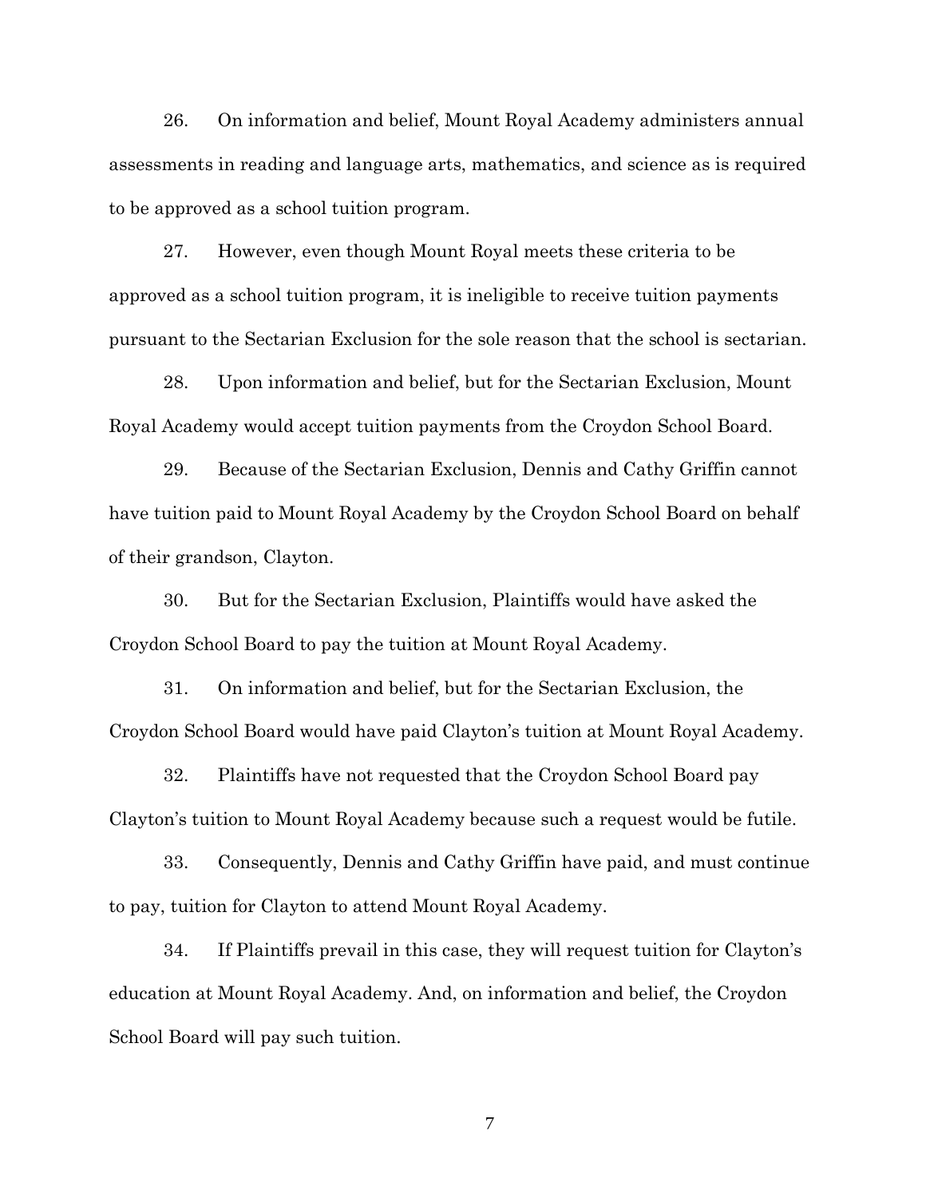26. On information and belief, Mount Royal Academy administers annual assessments in reading and language arts, mathematics, and science as is required to be approved as a school tuition program.

27. However, even though Mount Royal meets these criteria to be approved as a school tuition program, it is ineligible to receive tuition payments pursuant to the Sectarian Exclusion for the sole reason that the school is sectarian.

28. Upon information and belief, but for the Sectarian Exclusion, Mount Royal Academy would accept tuition payments from the Croydon School Board.

29. Because of the Sectarian Exclusion, Dennis and Cathy Griffin cannot have tuition paid to Mount Royal Academy by the Croydon School Board on behalf of their grandson, Clayton.

30. But for the Sectarian Exclusion, Plaintiffs would have asked the Croydon School Board to pay the tuition at Mount Royal Academy.

31. On information and belief, but for the Sectarian Exclusion, the Croydon School Board would have paid Clayton's tuition at Mount Royal Academy.

32. Plaintiffs have not requested that the Croydon School Board pay Clayton's tuition to Mount Royal Academy because such a request would be futile.

33. Consequently, Dennis and Cathy Griffin have paid, and must continue to pay, tuition for Clayton to attend Mount Royal Academy.

34. If Plaintiffs prevail in this case, they will request tuition for Clayton's education at Mount Royal Academy. And, on information and belief, the Croydon School Board will pay such tuition.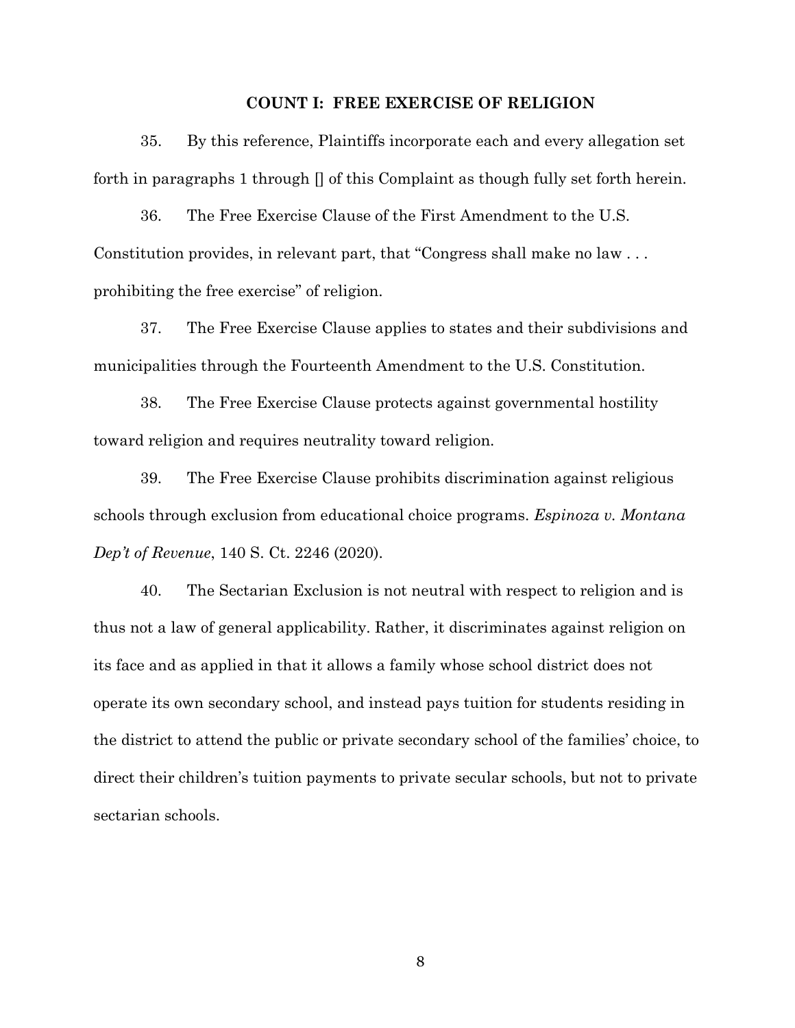## COUNT I: FREE EXERCISE OF RELIGION

35. By this reference, Plaintiffs incorporate each and every allegation set forth in paragraphs 1 through [] of this Complaint as though fully set forth herein.

36. The Free Exercise Clause of the First Amendment to the U.S. Constitution provides, in relevant part, that "Congress shall make no law . . . prohibiting the free exercise" of religion.

37. The Free Exercise Clause applies to states and their subdivisions and municipalities through the Fourteenth Amendment to the U.S. Constitution.

38. The Free Exercise Clause protects against governmental hostility toward religion and requires neutrality toward religion.

39. The Free Exercise Clause prohibits discrimination against religious schools through exclusion from educational choice programs. *Espinoza v. Montana Dep't of Revenue*, 140 S. Ct. 2246 (2020).

40. The Sectarian Exclusion is not neutral with respect to religion and is thus not a law of general applicability. Rather, it discriminates against religion on its face and as applied in that it allows a family whose school district does not operate its own secondary school, and instead pays tuition for students residing in the district to attend the public or private secondary school of the families' choice, to direct their children's tuition payments to private secular schools, but not to private sectarian schools.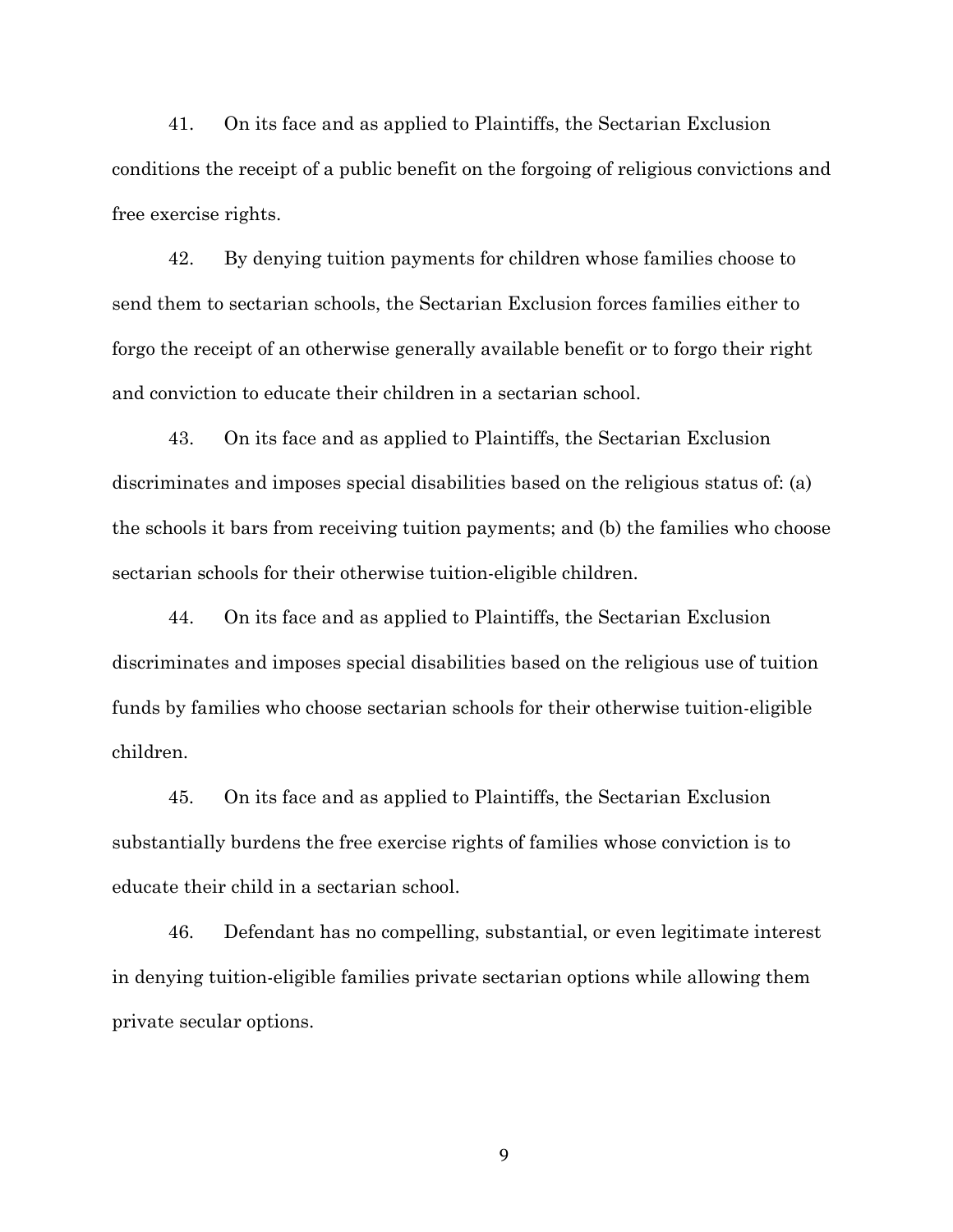41. On its face and as applied to Plaintiffs, the Sectarian Exclusion conditions the receipt of a public benefit on the forgoing of religious convictions and free exercise rights.

42. By denying tuition payments for children whose families choose to send them to sectarian schools, the Sectarian Exclusion forces families either to forgo the receipt of an otherwise generally available benefit or to forgo their right and conviction to educate their children in a sectarian school.

43. On its face and as applied to Plaintiffs, the Sectarian Exclusion discriminates and imposes special disabilities based on the religious status of: (a) the schools it bars from receiving tuition payments; and (b) the families who choose sectarian schools for their otherwise tuition-eligible children.

44. On its face and as applied to Plaintiffs, the Sectarian Exclusion discriminates and imposes special disabilities based on the religious use of tuition funds by families who choose sectarian schools for their otherwise tuition-eligible children.

45. On its face and as applied to Plaintiffs, the Sectarian Exclusion substantially burdens the free exercise rights of families whose conviction is to educate their child in a sectarian school.

46. Defendant has no compelling, substantial, or even legitimate interest in denying tuition-eligible families private sectarian options while allowing them private secular options.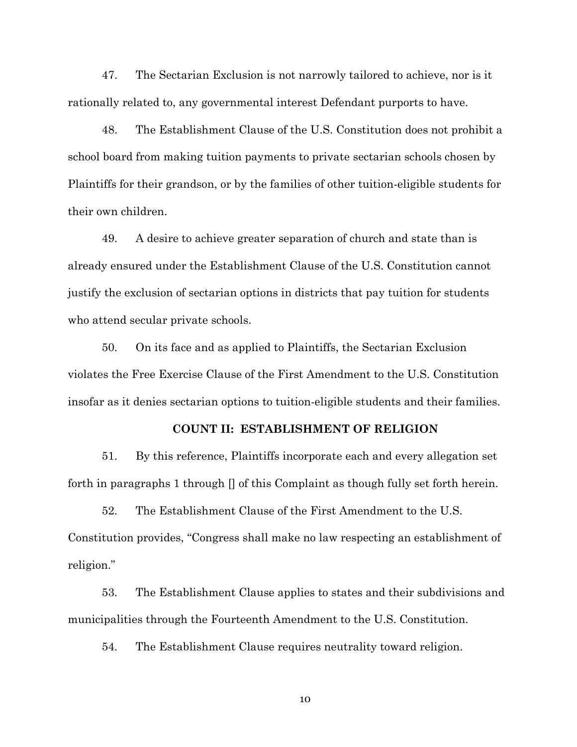47. The Sectarian Exclusion is not narrowly tailored to achieve, nor is it rationally related to, any governmental interest Defendant purports to have.

48. The Establishment Clause of the U.S. Constitution does not prohibit a school board from making tuition payments to private sectarian schools chosen by Plaintiffs for their grandson, or by the families of other tuition-eligible students for their own children.

49. A desire to achieve greater separation of church and state than is already ensured under the Establishment Clause of the U.S. Constitution cannot justify the exclusion of sectarian options in districts that pay tuition for students who attend secular private schools.

50. On its face and as applied to Plaintiffs, the Sectarian Exclusion violates the Free Exercise Clause of the First Amendment to the U.S. Constitution insofar as it denies sectarian options to tuition-eligible students and their families.

**COUNT II: ESTABLISHMENT OF RELIGION**

51. By this reference, Plaintiffs incorporate each and every allegation set forth in paragraphs 1 through [] of this Complaint as though fully set forth herein.

52. The Establishment Clause of the First Amendment to the U.S. Constitution provides, "Congress shall make no law respecting an establishment of religion."

53. The Establishment Clause applies to states and their subdivisions and municipalities through the Fourteenth Amendment to the U.S. Constitution.

54. The Establishment Clause requires neutrality toward religion.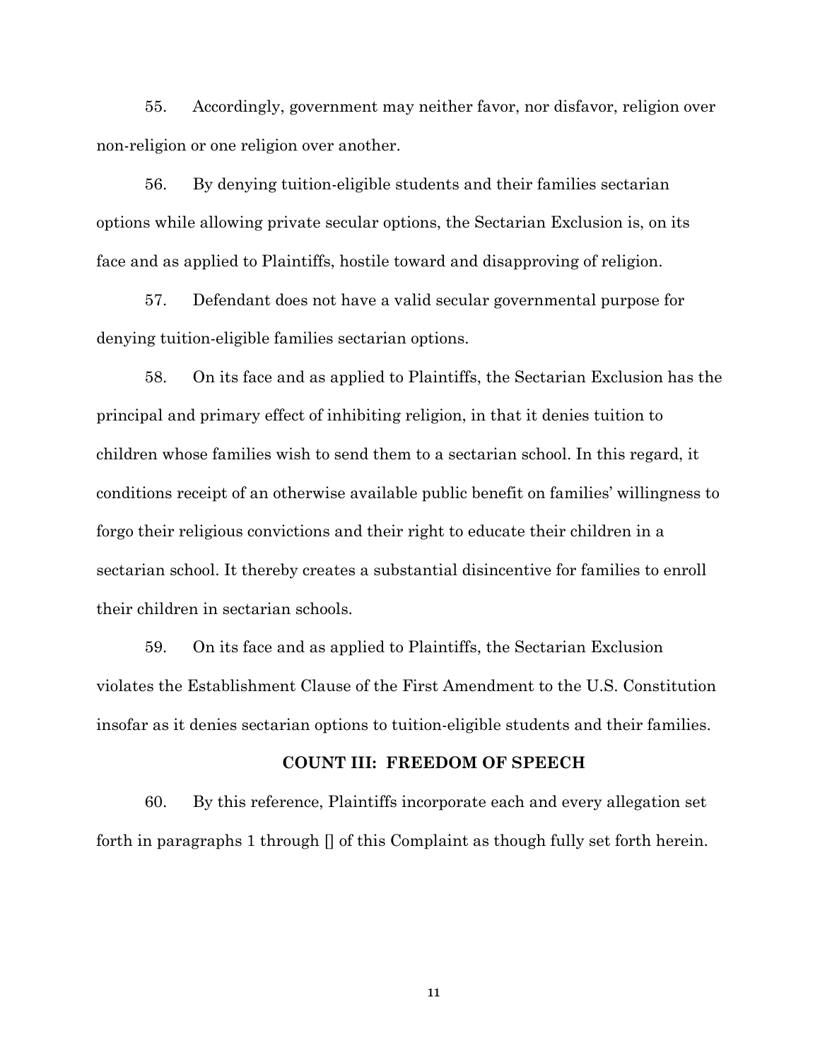55. Accordingly, government may neither favor, nor disfavor, religion over non-religion or one religion over another.

56. By denying tuition-eligible students and their families sectarian options while allowing private secular options, the Sectarian Exclusion is, on its face and as applied to Plaintiffs, hostile toward and disapproving of religion.

57. Defendant does not have a valid secular governmental purpose for denying tuition-eligible families sectarian options.

58. On its face and as applied to Plaintiffs, the Sectarian Exclusion has the principal and primary effect of inhibiting religion, in that it denies tuition to children whose families wish to send them to a sectarian school. In this regard, it conditions receipt of an otherwise available public benefit on families' willingness to forgo their religious convictions and their right to educate their children in a sectarian school. It thereby creates a substantial disincentive for families to enroll their children in sectarian schools.

59. On its face and as applied to Plaintiffs, the Sectarian Exclusion violates the Establishment Clause of the First Amendment to the U.S. Constitution insofar as it denies sectarian options to tuition-eligible students and their families.

**COUNT III: FREEDOM OF SPEECH**

60. By this reference, Plaintiffs incorporate each and every allegation set forth in paragraphs 1 through [] of this Complaint as though fully set forth herein.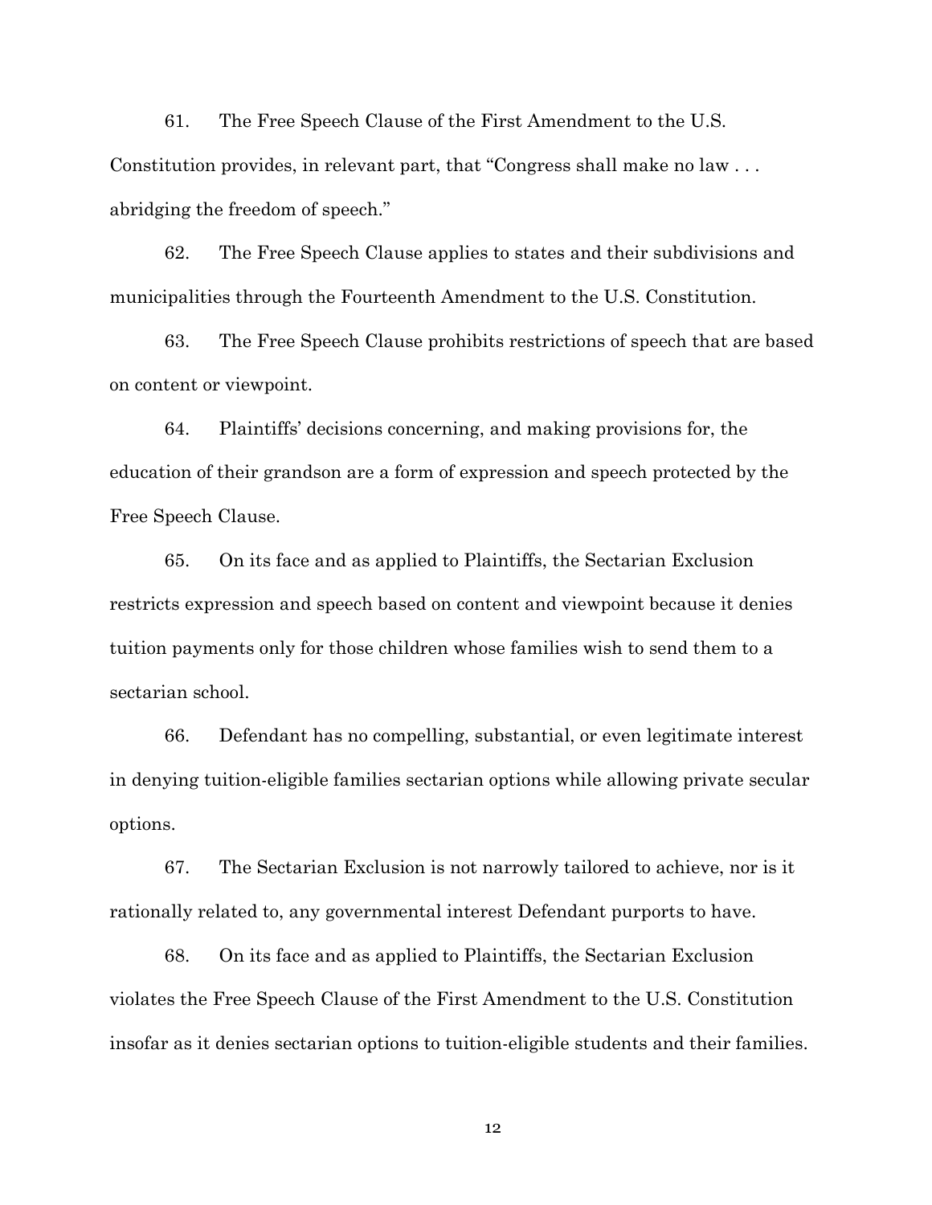61. The Free Speech Clause of the First Amendment to the U.S. Constitution provides, in relevant part, that "Congress shall make no law . . . abridging the freedom of speech."

62. The Free Speech Clause applies to states and their subdivisions and municipalities through the Fourteenth Amendment to the U.S. Constitution.

63. The Free Speech Clause prohibits restrictions of speech that are based on content or viewpoint.

64. Plaintiffs' decisions concerning, and making provisions for, the education of their grandson are a form of expression and speech protected by the Free Speech Clause.

65. On its face and as applied to Plaintiffs, the Sectarian Exclusion restricts expression and speech based on content and viewpoint because it denies tuition payments only for those children whose families wish to send them to a sectarian school.

66. Defendant has no compelling, substantial, or even legitimate interest in denying tuition-eligible families sectarian options while allowing private secular options.

67. The Sectarian Exclusion is not narrowly tailored to achieve, nor is it rationally related to, any governmental interest Defendant purports to have.

68. On its face and as applied to Plaintiffs, the Sectarian Exclusion violates the Free Speech Clause of the First Amendment to the U.S. Constitution insofar as it denies sectarian options to tuition-eligible students and their families.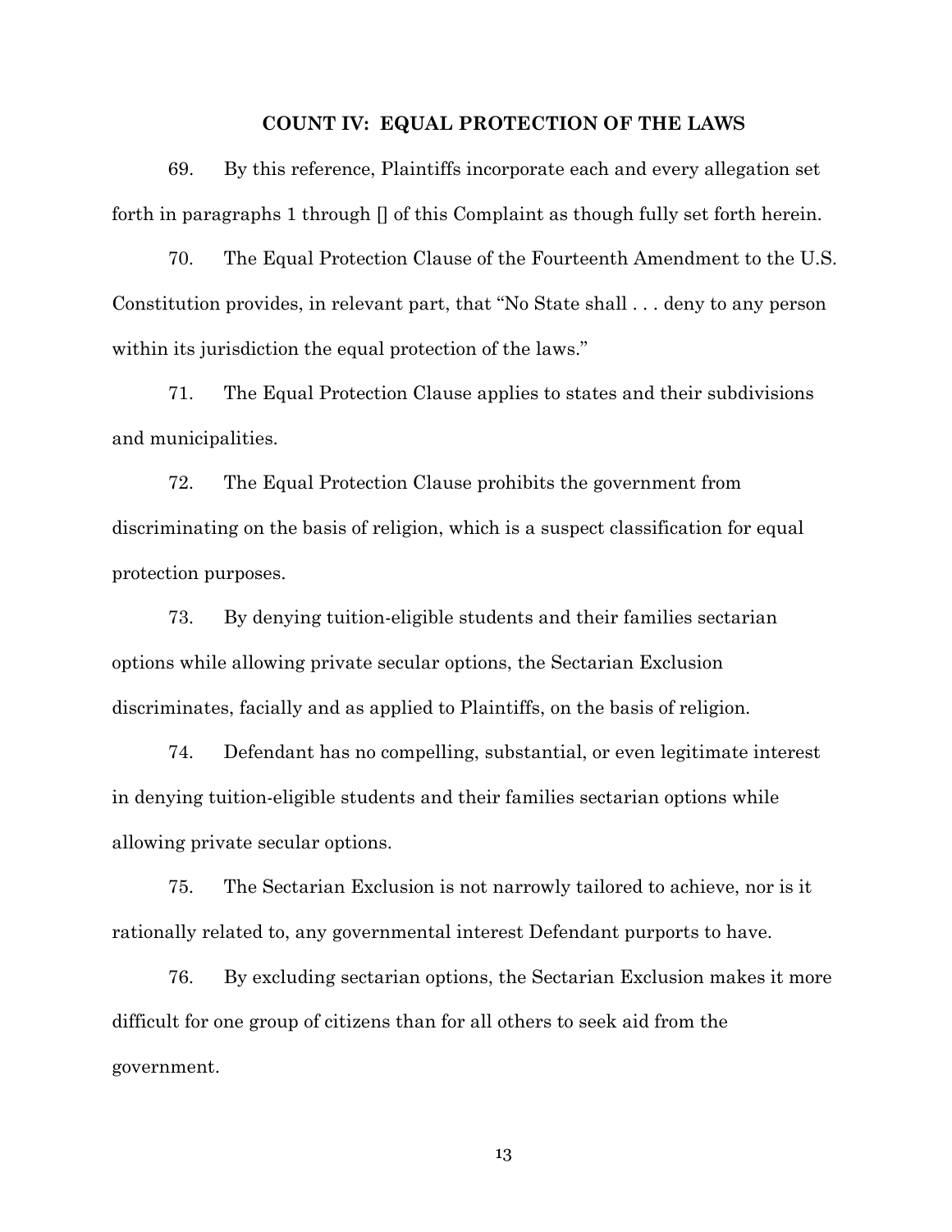## COUNT IV: EQUAL PROTECTION OF THE LAWS

69. By this reference, Plaintiffs incorporate each and every allegation set forth in paragraphs 1 through [] of this Complaint as though fully set forth herein.

70. The Equal Protection Clause of the Fourteenth Amendment to the U.S. Constitution provides, in relevant part, that "No State shall . . . deny to any person within its jurisdiction the equal protection of the laws."

71. The Equal Protection Clause applies to states and their subdivisions and municipalities.

72. The Equal Protection Clause prohibits the government from discriminating on the basis of religion, which is a suspect classification for equal protection purposes.

73. By denying tuition-eligible students and their families sectarian options while allowing private secular options, the Sectarian Exclusion discriminates, facially and as applied to Plaintiffs, on the basis of religion.

74. Defendant has no compelling, substantial, or even legitimate interest in denying tuition-eligible students and their families sectarian options while allowing private secular options.

75. The Sectarian Exclusion is not narrowly tailored to achieve, nor is it rationally related to, any governmental interest Defendant purports to have.

76. By excluding sectarian options, the Sectarian Exclusion makes it more difficult for one group of citizens than for all others to seek aid from the government.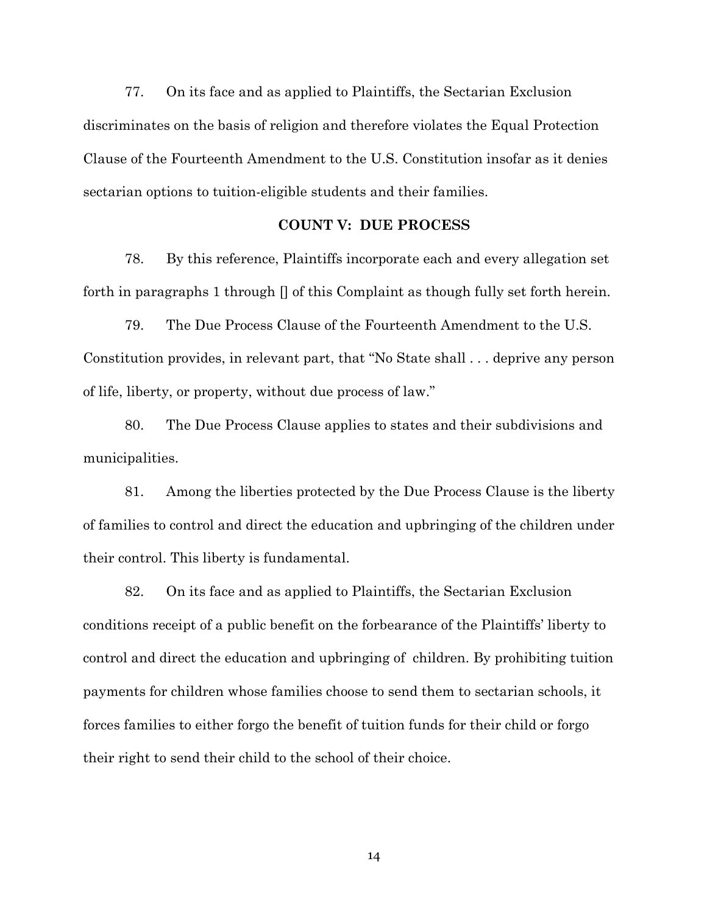77. On its face and as applied to Plaintiffs, the Sectarian Exclusion discriminates on the basis of religion and therefore violates the Equal Protection Clause of the Fourteenth Amendment to the U.S. Constitution insofar as it denies sectarian options to tuition-eligible students and their families.

## COUNT V: DUE PROCESS

78. By this reference, Plaintiffs incorporate each and every allegation set forth in paragraphs 1 through [] of this Complaint as though fully set forth herein.

79. The Due Process Clause of the Fourteenth Amendment to the U.S. Constitution provides, in relevant part, that "No State shall . . . deprive any person of life, liberty, or property, without due process of law."

80. The Due Process Clause applies to states and their subdivisions and municipalities.

81. Among the liberties protected by the Due Process Clause is the liberty of families to control and direct the education and upbringing of the children under their control. This liberty is fundamental.

82. On its face and as applied to Plaintiffs, the Sectarian Exclusion conditions receipt of a public benefit on the forbearance of the Plaintiffs' liberty to control and direct the education and upbringing of children. By prohibiting tuition payments for children whose families choose to send them to sectarian schools, it forces families to either forgo the benefit of tuition funds for their child or forgo their right to send their child to the school of their choice.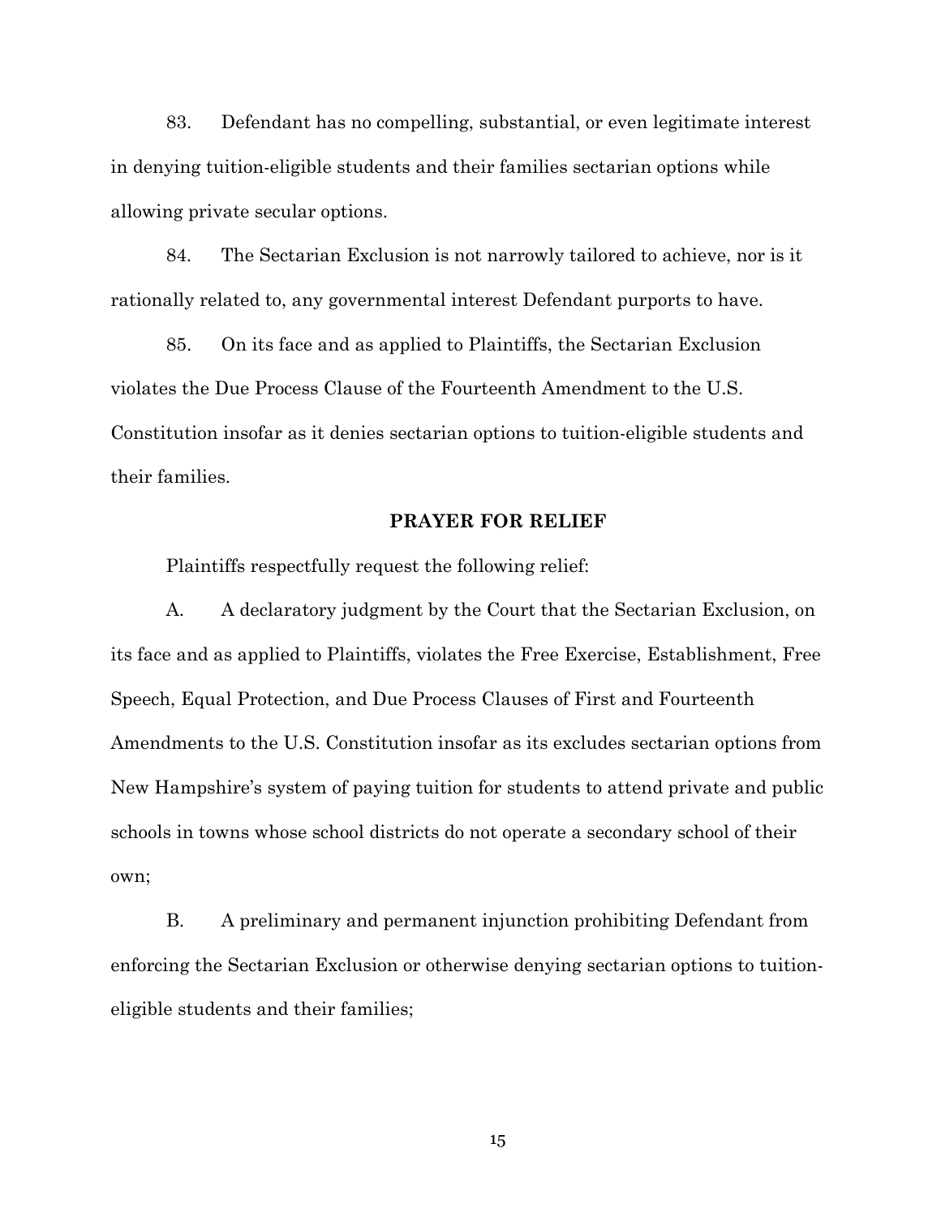83. Defendant has no compelling, substantial, or even legitimate interest in denying tuition-eligible students and their families sectarian options while allowing private secular options.

84. The Sectarian Exclusion is not narrowly tailored to achieve, nor is it rationally related to, any governmental interest Defendant purports to have.

85. On its face and as applied to Plaintiffs, the Sectarian Exclusion violates the Due Process Clause of the Fourteenth Amendment to the U.S. Constitution insofar as it denies sectarian options to tuition-eligible students and their families.

**PRAYER FOR RELIEF**

Plaintiffs respectfully request the following relief:

A. A declaratory judgment by the Court that the Sectarian Exclusion, on its face and as applied to Plaintiffs, violates the Free Exercise, Establishment, Free Speech, Equal Protection, and Due Process Clauses of First and Fourteenth Amendments to the U.S. Constitution insofar as its excludes sectarian options from New Hampshire's system of paying tuition for students to attend private and public schools in towns whose school districts do not operate a secondary school of their own;

B. A preliminary and permanent injunction prohibiting Defendant from enforcing the Sectarian Exclusion or otherwise denying sectarian options to tuition-eligible students and their families;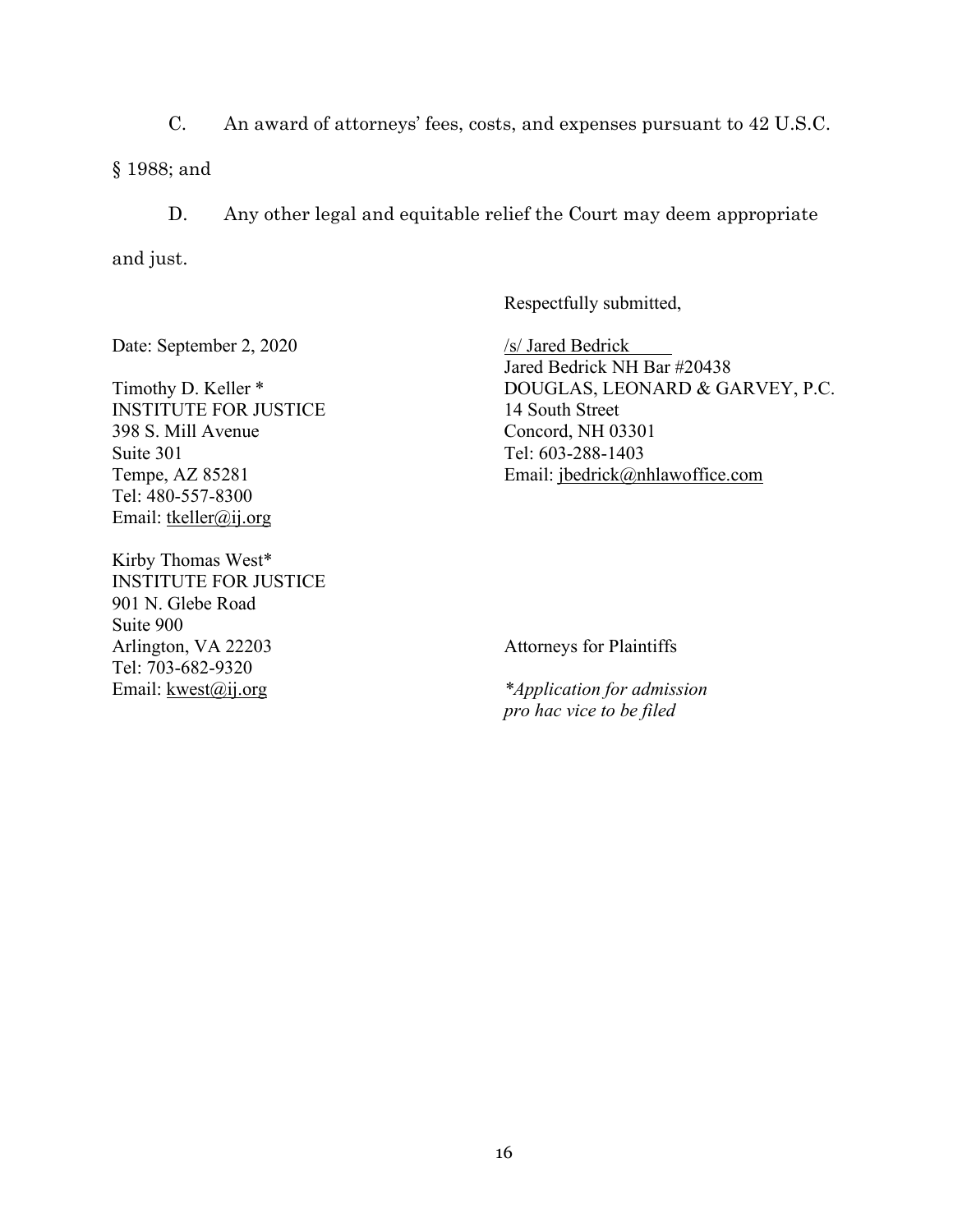C. An award of attorneys' fees, costs, and expenses pursuant to 42 U.S.C. § 1988; and

D. Any other legal and equitable relief the Court may deem appropriate and just.

Respectfully submitted,

Date: September 2, 2020

/s/ Jared Bedrick
Jared Bedrick NH Bar #20438
DOUGLAS, LEONARD & GARVEY, P.C.
14 South Street
Concord, NH 03301
Tel: 603-288-1403
Email: jbedrick@nhlawoffice.com

Timothy D. Keller *
INSTITUTE FOR JUSTICE
398 S. Mill Avenue
Suite 301
Tempe, AZ 85281
Tel: 480-557-8300
Email: tkeller@ij.org

Kirby Thomas West*
INSTITUTE FOR JUSTICE
901 N. Glebe Road
Suite 900
Arlington, VA 22203
Tel: 703-682-9320
Email: kwest@ij.org

Attorneys for Plaintiffs

*\*Application for admission pro hac vice to be filed*